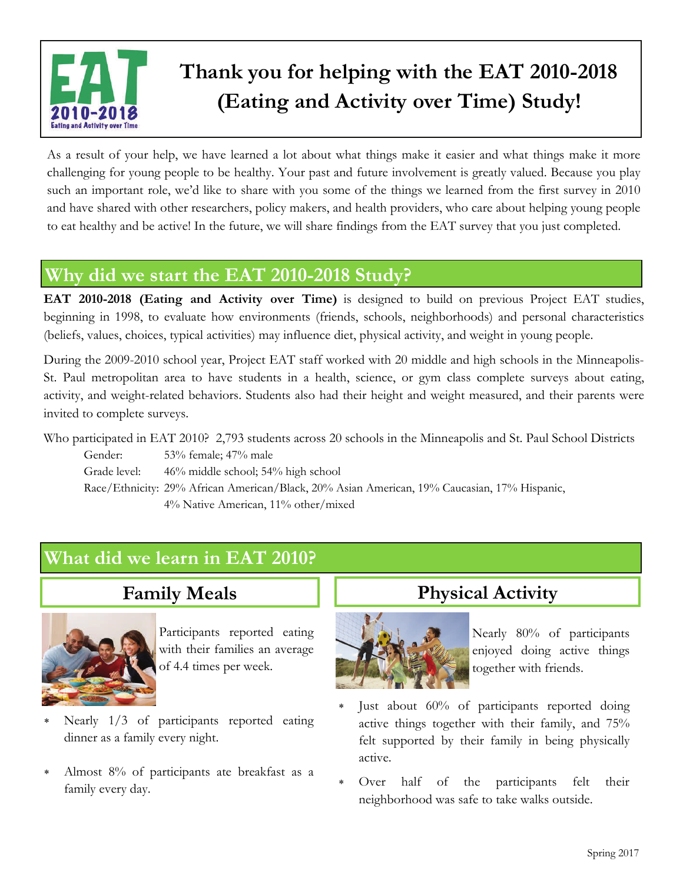# Thank you for helping with the EAT 2010-2018 (Eating and Activity over Time) Study!

As a result of your help, we have learned a lot about what things make it easier and what things make it more challenging for young people to be healthy. Your past and future involvement is greatly valued. Because you play such an important role, we'd like to share with you some of the things we learned from the first survey in 2010 and have shared with other researchers, policy makers, and health providers, who care about helping young people to eat healthy and be active! In the future, we will share findings from the EAT survey that you just completed.

## Why did we start the EAT 2010-2018 Study?

**EAT 2010-2018 (Eating and Activity over Time)** is designed to build on previous Project EAT studies, beginning in 1998, to evaluate how environments (friends, schools, neighborhoods) and personal characteristics (beliefs, values, choices, typical activities) may influence diet, physical activity, and weight in young people.

During the 2009-2010 school year, Project EAT staff worked with 20 middle and high schools in the Minneapolis-St. Paul metropolitan area to have students in a health, science, or gym class complete surveys about eating, activity, and weight-related behaviors. Students also had their height and weight measured, and their parents were invited to complete surveys.

Who participated in EAT 2010? 2,793 students across 20 schools in the Minneapolis and St. Paul School Districts

- Gender: 53% female; 47% male
- Grade level: 46% middle school; 54% high school
- Race/Ethnicity: 29% African American/Black, 20% Asian American, 19% Caucasian, 17% Hispanic, 4% Native American, 11% other/mixed

## What did we learn in EAT 2010?

### Family Meals

Participants reported eating with their families an average of 4.4 times per week.

- Nearly 1/3 of participants reported eating dinner as a family every night.
- Almost 8% of participants ate breakfast as a family every day.

### Physical Activity

Nearly 80% of participants enjoyed doing active things together with friends.

- Just about 60% of participants reported doing active things together with their family, and 75% felt supported by their family in being physically active.
- Over half of the participants felt their neighborhood was safe to take walks outside.

Spring 2017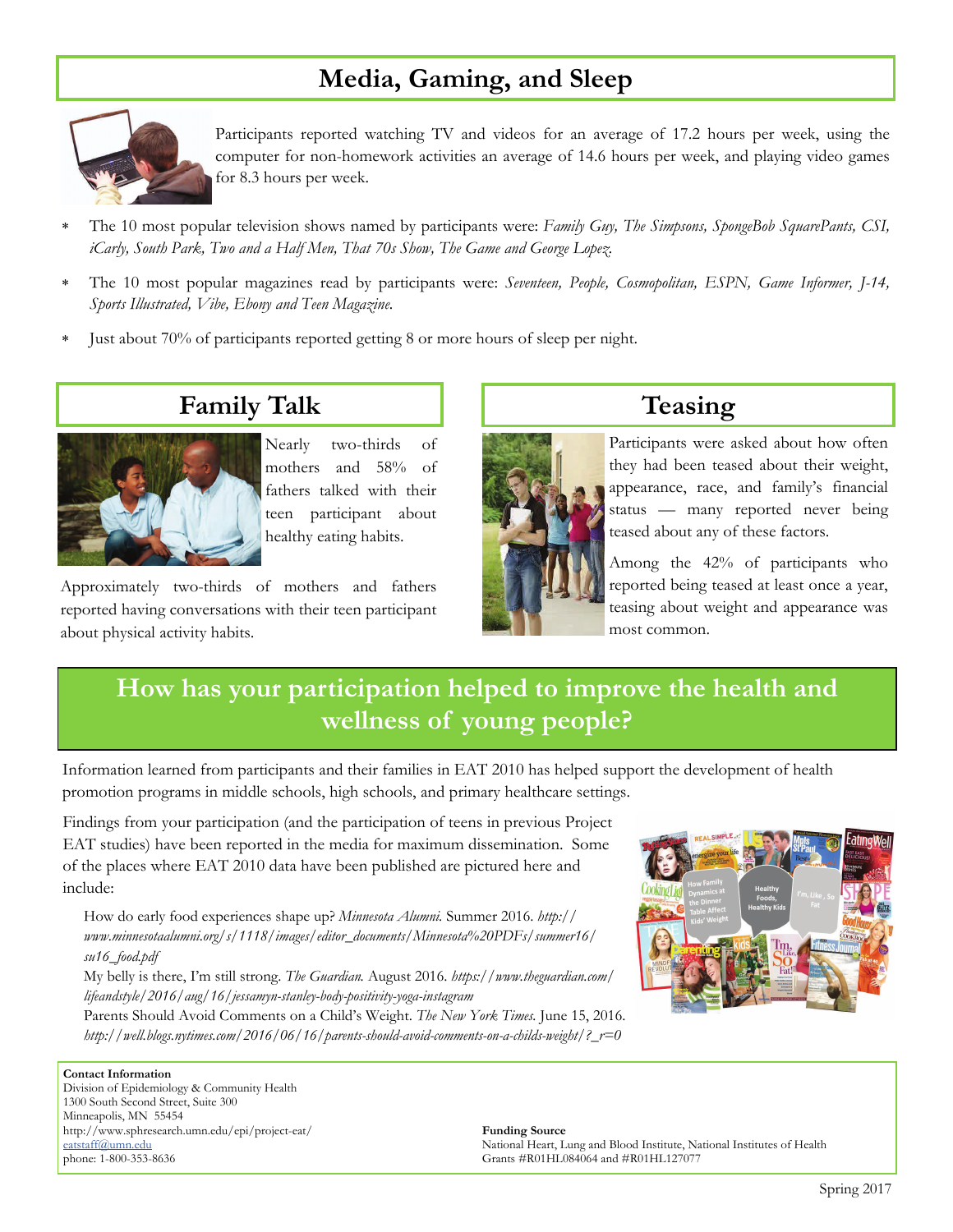## Media, Gaming, and Sleep

Participants reported watching TV and videos for an average of 17.2 hours per week, using the computer for non-homework activities an average of 14.6 hours per week, and playing video games for 8.3 hours per week.

- The 10 most popular television shows named by participants were: *Family Guy, The Simpsons, SpongeBob SquarePants, CSI, iCarly, South Park, Two and a Half Men, That 70s Show, The Game and George Lopez.*
- The 10 most popular magazines read by participants were: *Seventeen, People, Cosmopolitan, ESPN, Game Informer, J-14, Sports Illustrated, Vibe, Ebony and Teen Magazine.*
- Just about 70% of participants reported getting 8 or more hours of sleep per night.

## Family Talk

Nearly two-thirds of mothers and 58% of fathers talked with their teen participant about healthy eating habits.

Approximately two-thirds of mothers and fathers reported having conversations with their teen participant about physical activity habits.

## Teasing

Participants were asked about how often they had been teased about their weight, appearance, race, and family's financial status — many reported never being teased about any of these factors.

Among the 42% of participants who reported being teased at least once a year, teasing about weight and appearance was most common.

## How has your participation helped to improve the health and wellness of young people?

Information learned from participants and their families in EAT 2010 has helped support the development of health promotion programs in middle schools, high schools, and primary healthcare settings.

Findings from your participation (and the participation of teens in previous Project EAT studies) have been reported in the media for maximum dissemination. Some of the places where EAT 2010 data have been published are pictured here and include:

How do early food experiences shape up? *Minnesota Alumni.* Summer 2016. *http://www.minnesotaalumni.org/s/1118/images/editor_documents/Minnesota%20PDFs/summer16/su16_food.pdf*

My belly is there, I'm still strong. *The Guardian.* August 2016. *https://www.theguardian.com/lifeandstyle/2016/aug/16/jessamyn-stanley-body-positivity-yoga-instagram*

Parents Should Avoid Comments on a Child's Weight. *The New York Times.* June 15, 2016. *http://well.blogs.nytimes.com/2016/06/16/parents-should-avoid-comments-on-a-childs-weight/?_r=0*

**Contact Information**
Division of Epidemiology & Community Health
1300 South Second Street, Suite 300
Minneapolis, MN 55454
http://www.sphresearch.umn.edu/epi/project-eat/
eatstaff@umn.edu
phone: 1-800-353-8636

**Funding Source**
National Heart, Lung and Blood Institute, National Institutes of Health
Grants #R01HL084064 and #R01HL127077

Spring 2017